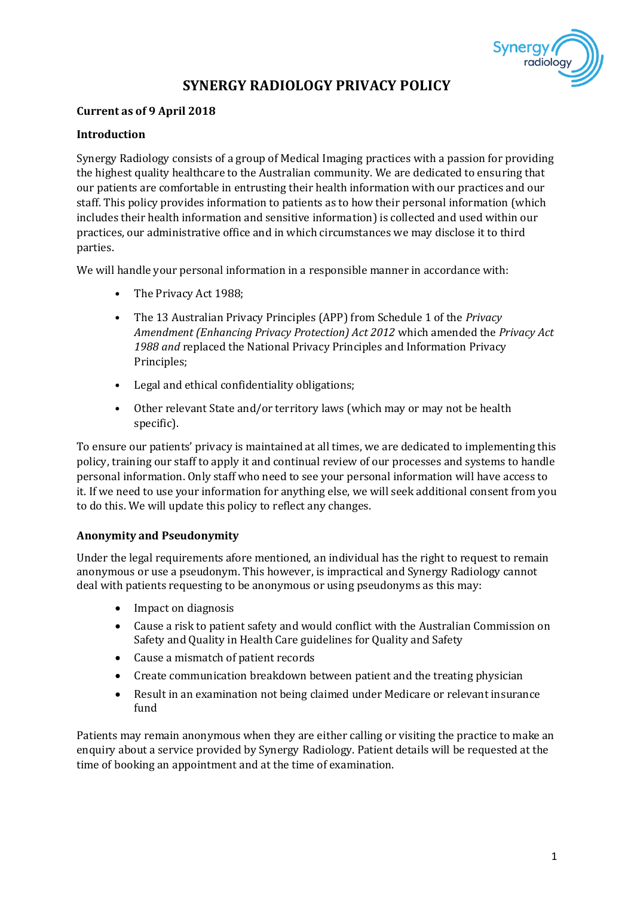# SYNERGY RADIOLOGY PRIVACY POLICY

**Current as of 9 April 2018**

**Introduction**

Synergy Radiology consists of a group of Medical Imaging practices with a passion for providing the highest quality healthcare to the Australian community. We are dedicated to ensuring that our patients are comfortable in entrusting their health information with our practices and our staff. This policy provides information to patients as to how their personal information (which includes their health information and sensitive information) is collected and used within our practices, our administrative office and in which circumstances we may disclose it to third parties.

We will handle your personal information in a responsible manner in accordance with:

- The Privacy Act 1988;
- The 13 Australian Privacy Principles (APP) from Schedule 1 of the *Privacy Amendment (Enhancing Privacy Protection) Act 2012* which amended the *Privacy Act 1988 and* replaced the National Privacy Principles and Information Privacy Principles;
- Legal and ethical confidentiality obligations;
- Other relevant State and/or territory laws (which may or may not be health specific).

To ensure our patients' privacy is maintained at all times, we are dedicated to implementing this policy, training our staff to apply it and continual review of our processes and systems to handle personal information. Only staff who need to see your personal information will have access to it. If we need to use your information for anything else, we will seek additional consent from you to do this. We will update this policy to reflect any changes.

**Anonymity and Pseudonymity**

Under the legal requirements afore mentioned, an individual has the right to request to remain anonymous or use a pseudonym. This however, is impractical and Synergy Radiology cannot deal with patients requesting to be anonymous or using pseudonyms as this may:

- Impact on diagnosis
- Cause a risk to patient safety and would conflict with the Australian Commission on Safety and Quality in Health Care guidelines for Quality and Safety
- Cause a mismatch of patient records
- Create communication breakdown between patient and the treating physician
- Result in an examination not being claimed under Medicare or relevant insurance fund

Patients may remain anonymous when they are either calling or visiting the practice to make an enquiry about a service provided by Synergy Radiology. Patient details will be requested at the time of booking an appointment and at the time of examination.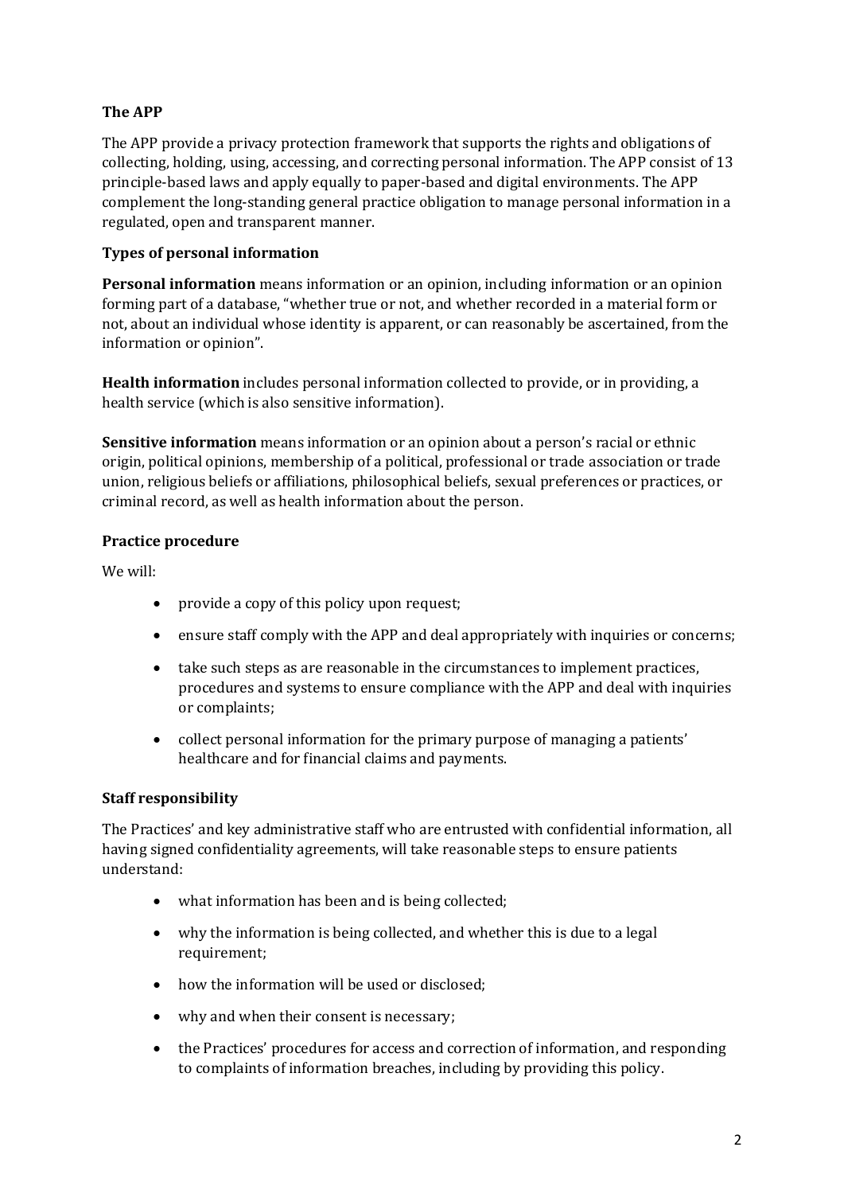### The APP

The APP provide a privacy protection framework that supports the rights and obligations of collecting, holding, using, accessing, and correcting personal information. The APP consist of 13 principle-based laws and apply equally to paper-based and digital environments. The APP complement the long-standing general practice obligation to manage personal information in a regulated, open and transparent manner.

### Types of personal information

**Personal information** means information or an opinion, including information or an opinion forming part of a database, "whether true or not, and whether recorded in a material form or not, about an individual whose identity is apparent, or can reasonably be ascertained, from the information or opinion".

**Health information** includes personal information collected to provide, or in providing, a health service (which is also sensitive information).

**Sensitive information** means information or an opinion about a person's racial or ethnic origin, political opinions, membership of a political, professional or trade association or trade union, religious beliefs or affiliations, philosophical beliefs, sexual preferences or practices, or criminal record, as well as health information about the person.

### Practice procedure

We will:

- provide a copy of this policy upon request;
- ensure staff comply with the APP and deal appropriately with inquiries or concerns;
- take such steps as are reasonable in the circumstances to implement practices, procedures and systems to ensure compliance with the APP and deal with inquiries or complaints;
- collect personal information for the primary purpose of managing a patients' healthcare and for financial claims and payments.

### Staff responsibility

The Practices' and key administrative staff who are entrusted with confidential information, all having signed confidentiality agreements, will take reasonable steps to ensure patients understand:

- what information has been and is being collected;
- why the information is being collected, and whether this is due to a legal requirement;
- how the information will be used or disclosed;
- why and when their consent is necessary;
- the Practices' procedures for access and correction of information, and responding to complaints of information breaches, including by providing this policy.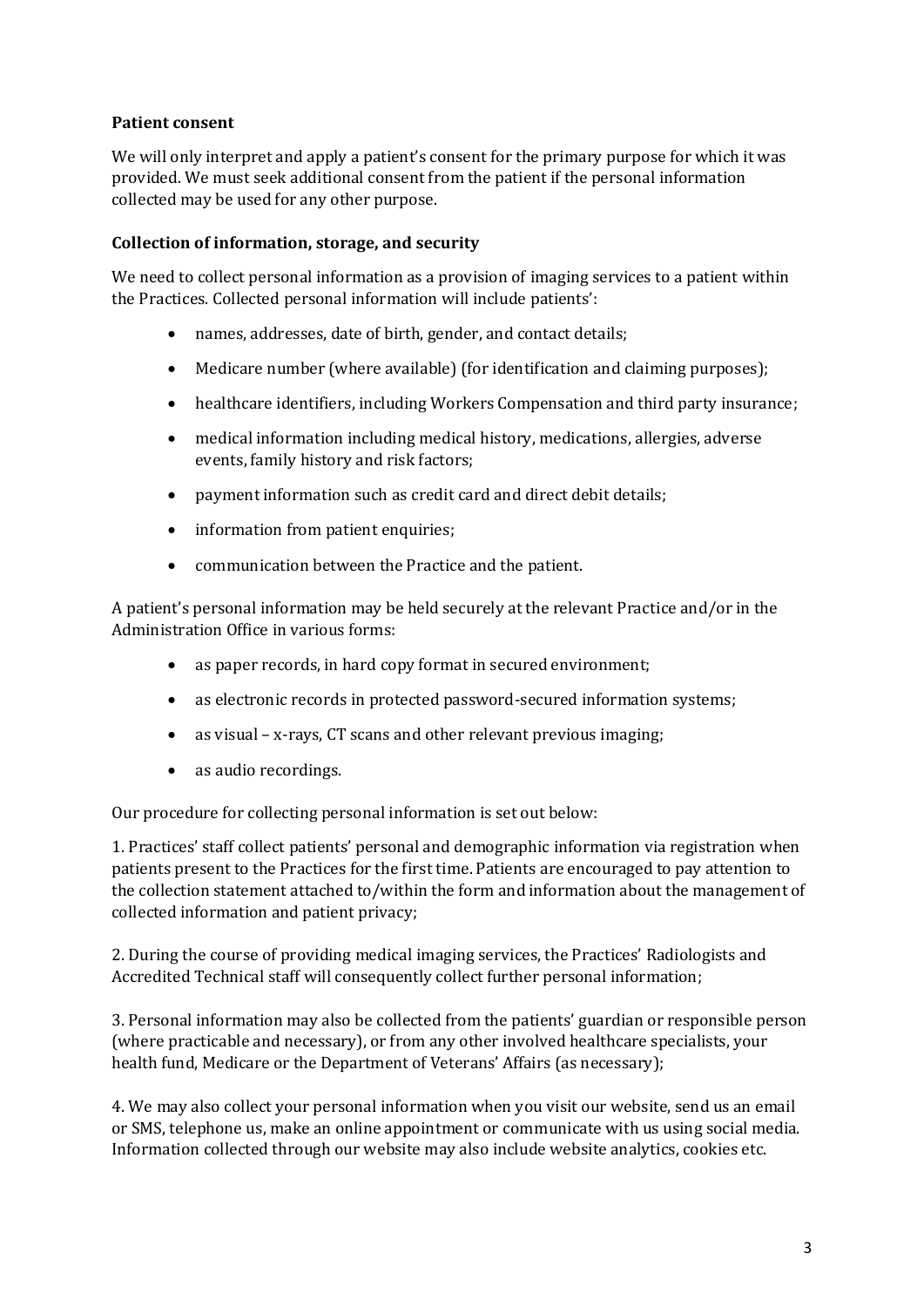**Patient consent**

We will only interpret and apply a patient's consent for the primary purpose for which it was provided. We must seek additional consent from the patient if the personal information collected may be used for any other purpose.

**Collection of information, storage, and security**

We need to collect personal information as a provision of imaging services to a patient within the Practices. Collected personal information will include patients':

- names, addresses, date of birth, gender, and contact details;
- Medicare number (where available) (for identification and claiming purposes);
- healthcare identifiers, including Workers Compensation and third party insurance;
- medical information including medical history, medications, allergies, adverse events, family history and risk factors;
- payment information such as credit card and direct debit details;
- information from patient enquiries;
- communication between the Practice and the patient.

A patient's personal information may be held securely at the relevant Practice and/or in the Administration Office in various forms:

- as paper records, in hard copy format in secured environment;
- as electronic records in protected password-secured information systems;
- as visual – x-rays, CT scans and other relevant previous imaging;
- as audio recordings.

Our procedure for collecting personal information is set out below:

1. Practices' staff collect patients' personal and demographic information via registration when patients present to the Practices for the first time. Patients are encouraged to pay attention to the collection statement attached to/within the form and information about the management of collected information and patient privacy;

2. During the course of providing medical imaging services, the Practices' Radiologists and Accredited Technical staff will consequently collect further personal information;

3. Personal information may also be collected from the patients' guardian or responsible person (where practicable and necessary), or from any other involved healthcare specialists, your health fund, Medicare or the Department of Veterans' Affairs (as necessary);

4. We may also collect your personal information when you visit our website, send us an email or SMS, telephone us, make an online appointment or communicate with us using social media. Information collected through our website may also include website analytics, cookies etc.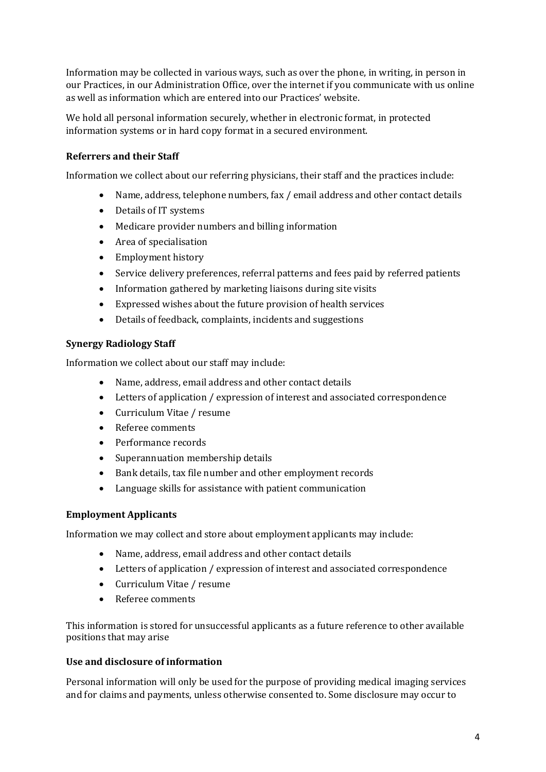Information may be collected in various ways, such as over the phone, in writing, in person in our Practices, in our Administration Office, over the internet if you communicate with us online as well as information which are entered into our Practices' website.

We hold all personal information securely, whether in electronic format, in protected information systems or in hard copy format in a secured environment.

**Referrers and their Staff**

Information we collect about our referring physicians, their staff and the practices include:

- Name, address, telephone numbers, fax / email address and other contact details
- Details of IT systems
- Medicare provider numbers and billing information
- Area of specialisation
- Employment history
- Service delivery preferences, referral patterns and fees paid by referred patients
- Information gathered by marketing liaisons during site visits
- Expressed wishes about the future provision of health services
- Details of feedback, complaints, incidents and suggestions

**Synergy Radiology Staff**

Information we collect about our staff may include:

- Name, address, email address and other contact details
- Letters of application / expression of interest and associated correspondence
- Curriculum Vitae / resume
- Referee comments
- Performance records
- Superannuation membership details
- Bank details, tax file number and other employment records
- Language skills for assistance with patient communication

**Employment Applicants**

Information we may collect and store about employment applicants may include:

- Name, address, email address and other contact details
- Letters of application / expression of interest and associated correspondence
- Curriculum Vitae / resume
- Referee comments

This information is stored for unsuccessful applicants as a future reference to other available positions that may arise

**Use and disclosure of information**

Personal information will only be used for the purpose of providing medical imaging services and for claims and payments, unless otherwise consented to. Some disclosure may occur to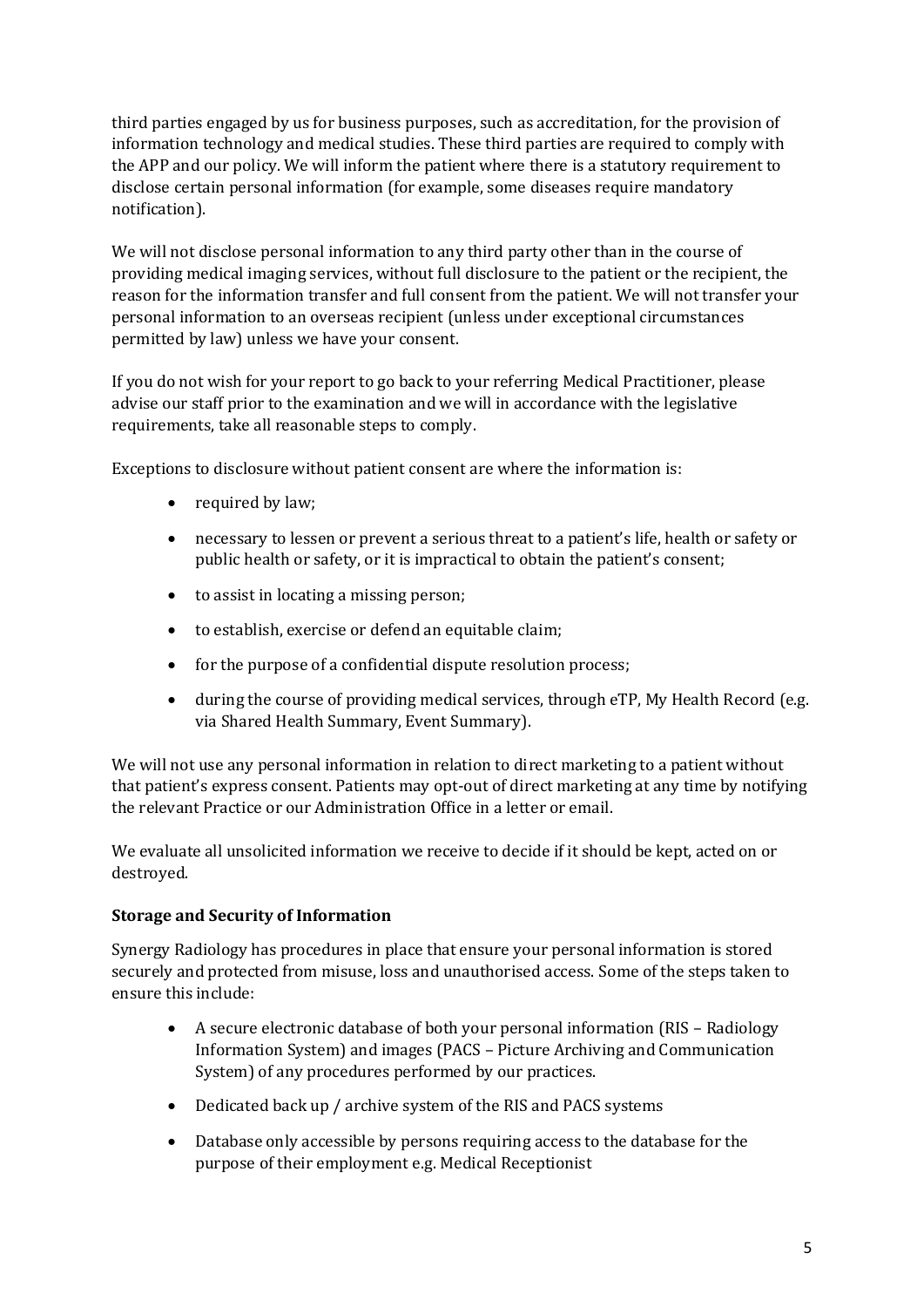third parties engaged by us for business purposes, such as accreditation, for the provision of information technology and medical studies. These third parties are required to comply with the APP and our policy. We will inform the patient where there is a statutory requirement to disclose certain personal information (for example, some diseases require mandatory notification).

We will not disclose personal information to any third party other than in the course of providing medical imaging services, without full disclosure to the patient or the recipient, the reason for the information transfer and full consent from the patient. We will not transfer your personal information to an overseas recipient (unless under exceptional circumstances permitted by law) unless we have your consent.

If you do not wish for your report to go back to your referring Medical Practitioner, please advise our staff prior to the examination and we will in accordance with the legislative requirements, take all reasonable steps to comply.

Exceptions to disclosure without patient consent are where the information is:

- required by law;
- necessary to lessen or prevent a serious threat to a patient's life, health or safety or public health or safety, or it is impractical to obtain the patient's consent;
- to assist in locating a missing person;
- to establish, exercise or defend an equitable claim;
- for the purpose of a confidential dispute resolution process;
- during the course of providing medical services, through eTP, My Health Record (e.g. via Shared Health Summary, Event Summary).

We will not use any personal information in relation to direct marketing to a patient without that patient's express consent. Patients may opt-out of direct marketing at any time by notifying the relevant Practice or our Administration Office in a letter or email.

We evaluate all unsolicited information we receive to decide if it should be kept, acted on or destroyed.

**Storage and Security of Information**

Synergy Radiology has procedures in place that ensure your personal information is stored securely and protected from misuse, loss and unauthorised access. Some of the steps taken to ensure this include:

- A secure electronic database of both your personal information (RIS – Radiology Information System) and images (PACS – Picture Archiving and Communication System) of any procedures performed by our practices.
- Dedicated back up / archive system of the RIS and PACS systems
- Database only accessible by persons requiring access to the database for the purpose of their employment e.g. Medical Receptionist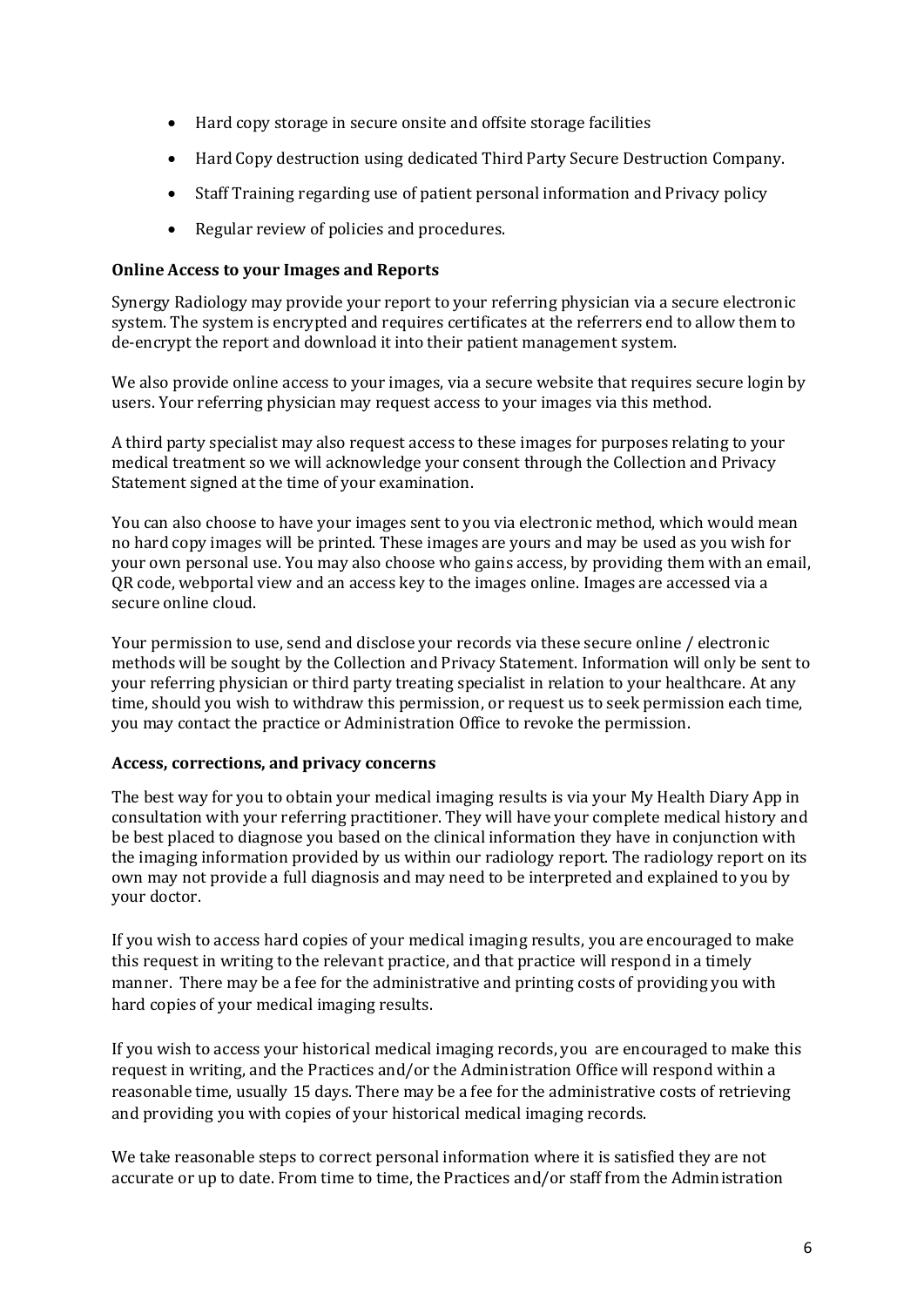- Hard copy storage in secure onsite and offsite storage facilities
- Hard Copy destruction using dedicated Third Party Secure Destruction Company.
- Staff Training regarding use of patient personal information and Privacy policy
- Regular review of policies and procedures.

**Online Access to your Images and Reports**

Synergy Radiology may provide your report to your referring physician via a secure electronic system. The system is encrypted and requires certificates at the referrers end to allow them to de-encrypt the report and download it into their patient management system.

We also provide online access to your images, via a secure website that requires secure login by users. Your referring physician may request access to your images via this method.

A third party specialist may also request access to these images for purposes relating to your medical treatment so we will acknowledge your consent through the Collection and Privacy Statement signed at the time of your examination.

You can also choose to have your images sent to you via electronic method, which would mean no hard copy images will be printed. These images are yours and may be used as you wish for your own personal use. You may also choose who gains access, by providing them with an email, QR code, webportal view and an access key to the images online. Images are accessed via a secure online cloud.

Your permission to use, send and disclose your records via these secure online / electronic methods will be sought by the Collection and Privacy Statement. Information will only be sent to your referring physician or third party treating specialist in relation to your healthcare. At any time, should you wish to withdraw this permission, or request us to seek permission each time, you may contact the practice or Administration Office to revoke the permission.

**Access, corrections, and privacy concerns**

The best way for you to obtain your medical imaging results is via your My Health Diary App in consultation with your referring practitioner. They will have your complete medical history and be best placed to diagnose you based on the clinical information they have in conjunction with the imaging information provided by us within our radiology report. The radiology report on its own may not provide a full diagnosis and may need to be interpreted and explained to you by your doctor.

If you wish to access hard copies of your medical imaging results, you are encouraged to make this request in writing to the relevant practice, and that practice will respond in a timely manner. There may be a fee for the administrative and printing costs of providing you with hard copies of your medical imaging results.

If you wish to access your historical medical imaging records, you are encouraged to make this request in writing, and the Practices and/or the Administration Office will respond within a reasonable time, usually 15 days. There may be a fee for the administrative costs of retrieving and providing you with copies of your historical medical imaging records.

We take reasonable steps to correct personal information where it is satisfied they are not accurate or up to date. From time to time, the Practices and/or staff from the Administration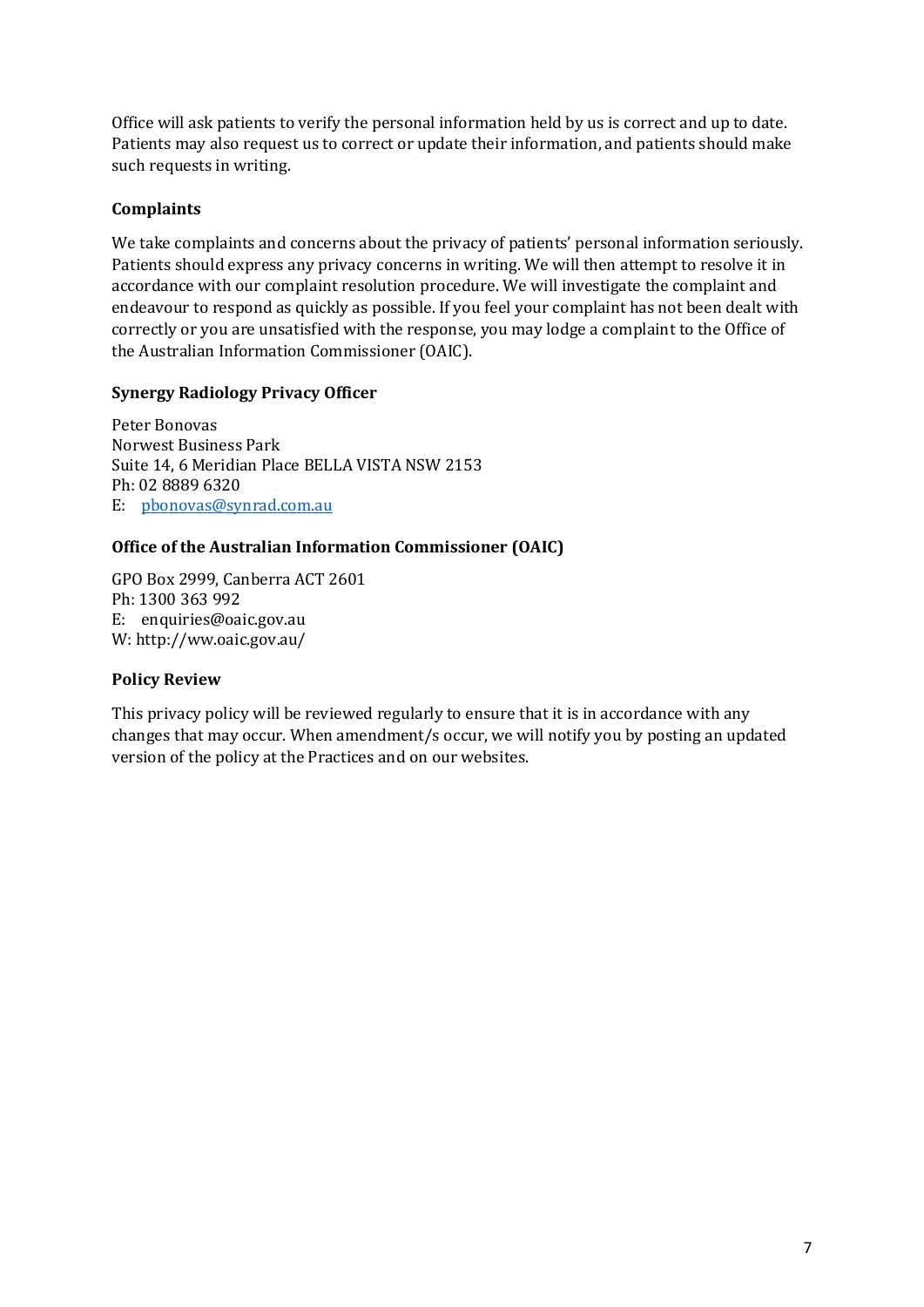Office will ask patients to verify the personal information held by us is correct and up to date. Patients may also request us to correct or update their information, and patients should make such requests in writing.

**Complaints**

We take complaints and concerns about the privacy of patients' personal information seriously. Patients should express any privacy concerns in writing. We will then attempt to resolve it in accordance with our complaint resolution procedure. We will investigate the complaint and endeavour to respond as quickly as possible. If you feel your complaint has not been dealt with correctly or you are unsatisfied with the response, you may lodge a complaint to the Office of the Australian Information Commissioner (OAIC).

**Synergy Radiology Privacy Officer**

Peter Bonovas
Norwest Business Park
Suite 14, 6 Meridian Place BELLA VISTA NSW 2153
Ph: 02 8889 6320
E: pbonovas@synrad.com.au

**Office of the Australian Information Commissioner (OAIC)**

GPO Box 2999, Canberra ACT 2601
Ph: 1300 363 992
E: enquiries@oaic.gov.au
W: http://ww.oaic.gov.au/

**Policy Review**

This privacy policy will be reviewed regularly to ensure that it is in accordance with any changes that may occur. When amendment/s occur, we will notify you by posting an updated version of the policy at the Practices and on our websites.